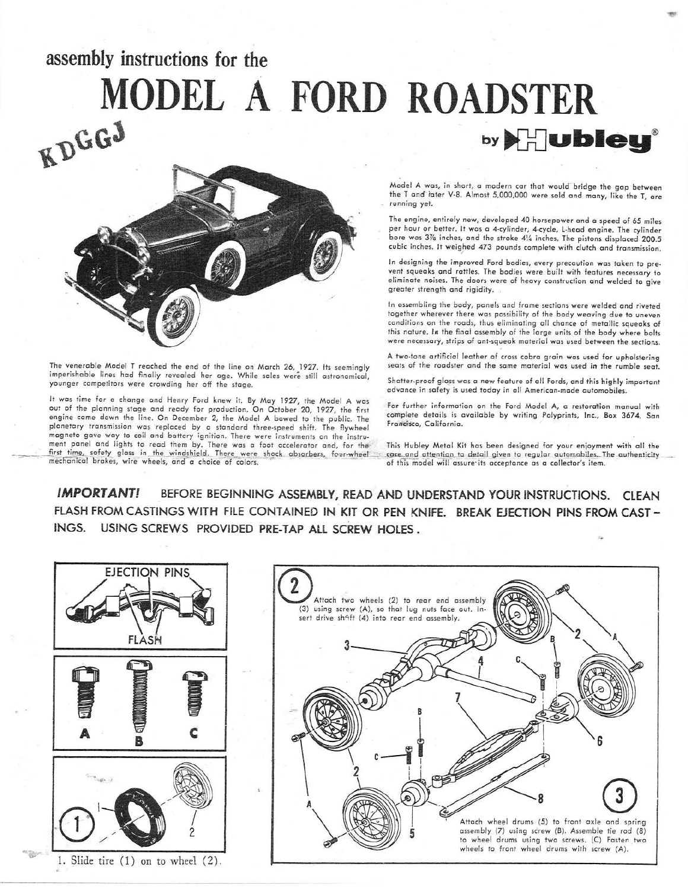# assembly instructions for the

# MODEL A FORD ROADSTER

by Hubley®

KDGGJ

The venerable Model T reached the end of the line on March 26, 1927. Its seemingly imperishable lines had finally revealed her age. While sales were still astronomical, younger competitors were crowding her off the stage.

It was time for a change and Henry Ford knew it. By May 1927, the Model A was out of the planning stage and ready for production. On October 20, 1927, the first engine came down the line. On December 2, the Model A bowed to the public. The planetary transmission was replaced by a standard three-speed shift. The flywheel magneto gave way to coil and battery ignition. There were instruments on the instrument panel and lights to read them by. There was a foot accelerator and, for the first time, safety glass in the windshield. There were shock absorbers, four-wheel mechanical brakes, wire wheels, and a choice of colors.

Model A was, in short, a modern car that would bridge the gap between the T and later V-8. Almost 5,000,000 were sold and many, like the T, are running yet.

The engine, entirely new, developed 40 horsepower and a speed of 65 miles per hour or better. It was a 4-cylinder, 4-cycle, L-head engine. The cylinder bore was 3⅞ inches, and the stroke 4¼ inches. The pistons displaced 200.5 cubic inches. It weighed 473 pounds complete with clutch and transmission.

In designing the improved Ford bodies, every precaution was taken to prevent squeaks and rattles. The bodies were built with features necessary to eliminate noises. The doors were of heavy construction and welded to give greater strength and rigidity.

In assembling the body, panels and frame sections were welded and riveted together wherever there was possibility of the body weaving due to uneven conditions on the roads, thus eliminating all chance of metallic squeaks of this nature. In the final assembly of the large units of the body where bolts were necessary, strips of anti-squeak material was used between the sections.

A two-tone artificial leather of cross cobra grain was used for upholstering seats of the roadster and the same material was used in the rumble seat.

Shatter-proof glass was a new feature of all Fords, and this highly important advance in safety is used today in all American-made automobiles.

For further information on the Ford Model A, a restoration manual with complete details is available by writing Polyprints, Inc., Box 3674, San Francisco, California.

This Hubley Metal Kit has been designed for your enjoyment with all the care and attention to detail given to regular automobiles. The authenticity of this model will assure its acceptance as a collector's item.

***IMPORTANT!*** BEFORE BEGINNING ASSEMBLY, READ AND UNDERSTAND YOUR INSTRUCTIONS. CLEAN FLASH FROM CASTINGS WITH FILE CONTAINED IN KIT OR PEN KNIFE. BREAK EJECTION PINS FROM CASTINGS. USING SCREWS PROVIDED PRE-TAP ALL SCREW HOLES.

EJECTION PINS

FLASH

A B C

1. Slide tire (1) on to wheel (2).

2. Attach two wheels (2) to rear end assembly (3) using screw (A), so that lug nuts face out. Insert drive shaft (4) into rear end assembly.

3. Attach wheel drums (5) to front axle and spring assembly (7) using screw (B). Assemble tie rod (8) to wheel drums using two screws. (C) Fasten two wheels to front wheel drums with screw (A).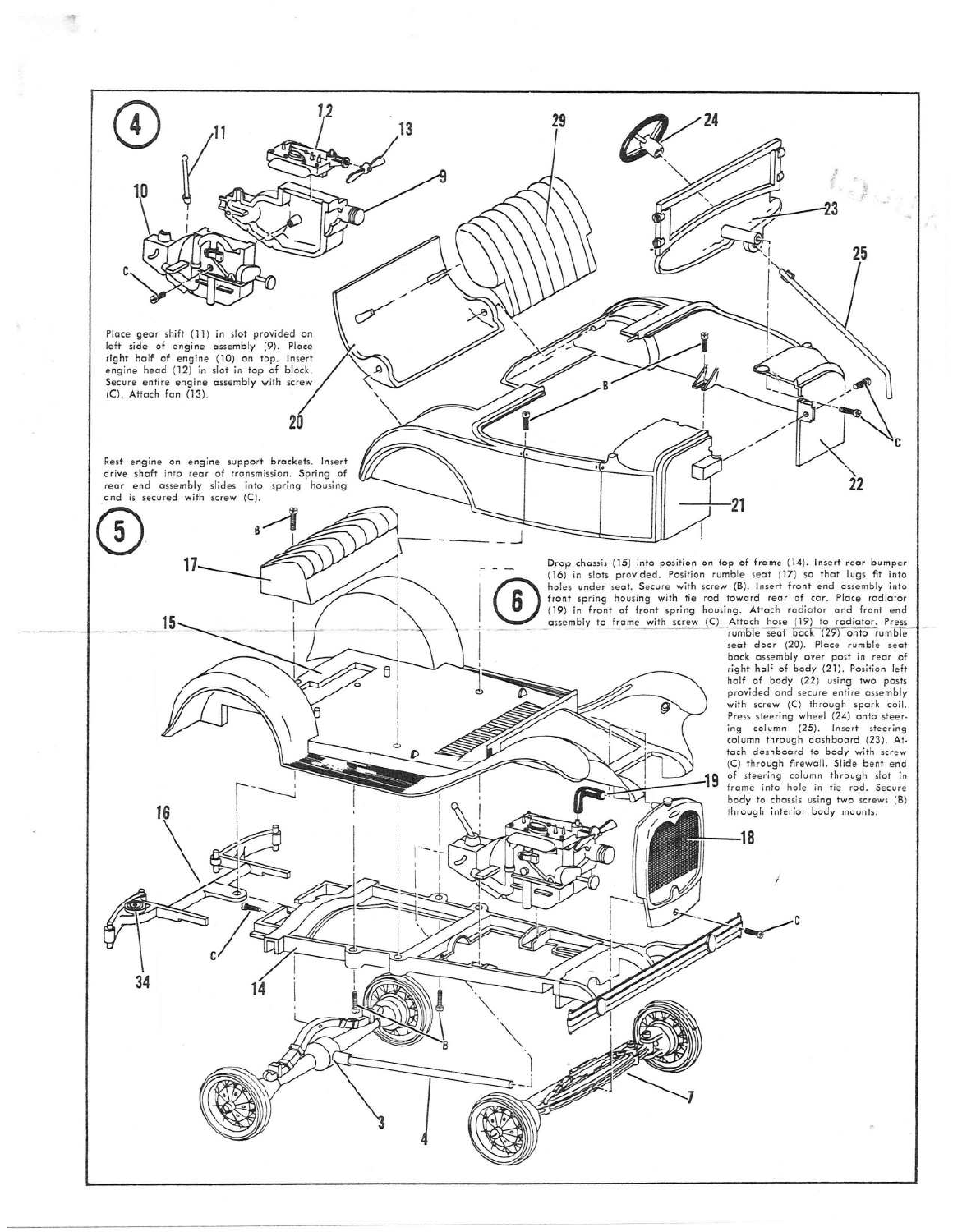## 4

Place gear shift (11) in slot provided on left side of engine assembly (9). Place right half of engine (10) on top. Insert engine head (12) in slot in top of block. Secure entire engine assembly with screw (C). Attach fan (13).

## 5

Rest engine on engine support brackets. Insert drive shaft into rear of transmission. Spring of rear end assembly slides into spring housing and is secured with screw (C).

## 6

Drop chassis (15) into position on top of frame (14). Insert rear bumper (16) in slots provided. Position rumble seat (17) so that lugs fit into holes under seat. Secure with screw (B). Insert front end assembly into front spring housing with tie rod toward rear of car. Place radiator (19) in front of front spring housing. Attach radiator and front end assembly to frame with screw (C). Attach hose (19) to radiator. Press rumble seat back (29) onto rumble seat door (20). Place rumble seat back assembly over post in rear of right half of body (21). Position left half of body (22) using two posts provided and secure entire assembly with screw (C) through spark coil. Press steering wheel (24) onto steering column (25). Insert steering column through dashboard (23). Attach dashboard to body with screw (C) through firewall. Slide bent end of steering column through slot in frame into hole in tie rod. Secure body to chassis using two screws (B) through interior body mounts.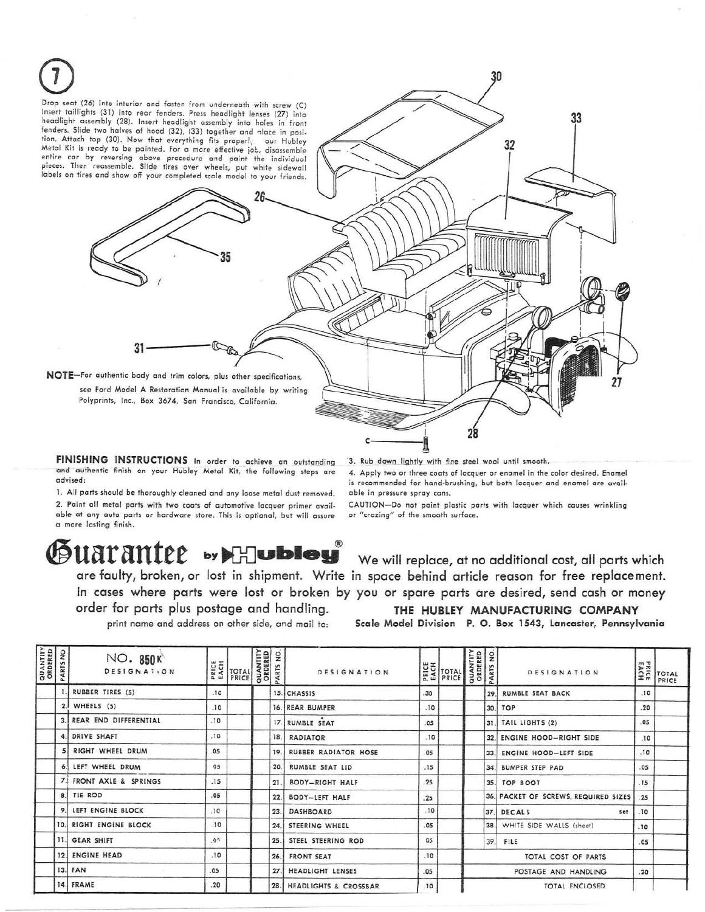## 7

Drop seat (26) into interior and fasten from underneath with screw (C) Insert taillights (31) into rear fenders. Press headlight lenses (27) into headlight assembly (28). Insert headlight assembly into holes in front fenders. Slide two halves of hood (32), (33) together and place in position. Attach top (30). Now that everything fits properly our Hubley Metal Kit is ready to be painted. For a more effective job, disassemble entire car by reversing above procedure and paint the individual pieces. Then reassemble. Slide tires over wheels, put white sidewall labels on tires and show off your completed scale model to your friends.

30 33 32 26 35 31 27 28 C

**NOTE**—For authentic body and trim colors, plus other specifications, see Ford Model A Restoration Manual is available by writing Polyprints, Inc., Box 3674, San Francisco, California.

**FINISHING INSTRUCTIONS** In order to achieve an outstanding and authentic finish on your Hubley Metal Kit, the following steps are advised:

1. All parts should be thoroughly cleaned and any loose metal dust removed.
2. Paint all metal parts with two coats of automotive lacquer primer available at any auto parts or hardware store. This is optional, but will assure a more lasting finish.
3. Rub down lightly with fine steel wool until smooth.
4. Apply two or three coats of lacquer or enamel in the color desired. Enamel is recommended for hand-brushing, but both lacquer and enamel are available in pressure spray cans.

CAUTION—Do not paint plastic parts with lacquer which causes wrinkling or "crazing" of the smooth surface.

# Guarantee by Hubley®

We will replace, at no additional cost, all parts which are faulty, broken, or lost in shipment. Write in space behind article reason for free replacement. In cases where parts were lost or broken by you or spare parts are desired, send cash or money order for parts plus postage and handling.

print name and address on other side, and mail to: **THE HUBLEY MANUFACTURING COMPANY** **Scale Model Division P. O. Box 1543, Lancaster, Pennsylvania**

| QUANTITY ORDERED | PARTS NO. | NO. 850K DESIGNATION | PRICE EACH | TOTAL PRICE | QUANTITY ORDERED | PARTS NO. | DESIGNATION | PRICE EACH | TOTAL PRICE | QUANTITY ORDERED | PARTS NO. | DESIGNATION | PRICE EACH | TOTAL PRICE |
|---|---|---|---|---|---|---|---|---|---|---|---|---|---|---|
| | 1. | RUBBER TIRES (5) | .10 | | | 15. | CHASSIS | .30 | | | 29. | RUMBLE SEAT BACK | .10 | |
| | 2. | WHEELS (5) | .10 | | | 16. | REAR BUMPER | .10 | | | 30. | TOP | .20 | |
| | 3. | REAR END DIFFERENTIAL | .10 | | | 17. | RUMBLE SEAT | .05 | | | 31. | TAIL LIGHTS (2) | .05 | |
| | 4. | DRIVE SHAFT | .10 | | | 18. | RADIATOR | .10 | | | 32. | ENGINE HOOD—RIGHT SIDE | .10 | |
| | 5. | RIGHT WHEEL DRUM | .05 | | | 19. | RUBBER RADIATOR HOSE | .05 | | | 33. | ENGINE HOOD—LEFT SIDE | .10 | |
| | 6. | LEFT WHEEL DRUM | .05 | | | 20. | RUMBLE SEAT LID | .15 | | | 34. | BUMPER STEP PAD | .05 | |
| | 7. | FRONT AXLE & SPRINGS | .15 | | | 21. | BODY—RIGHT HALF | .25 | | | 35. | TOP BOOT | .15 | |
| | 8. | TIE ROD | .05 | | | 22. | BODY—LEFT HALF | .25 | | | 36. | PACKET OF SCREWS, REQUIRED SIZES | .25 | |
| | 9. | LEFT ENGINE BLOCK | .10 | | | 23. | DASHBOARD | .10 | | | 37. | DECALS set | .10 | |
| | 10. | RIGHT ENGINE BLOCK | .10 | | | 24. | STEERING WHEEL | .05 | | | 38. | WHITE SIDE WALLS (sheet) | .10 | |
| | 11. | GEAR SHIFT | .05 | | | 25. | STEEL STEERING ROD | .05 | | | 39. | FILE | .05 | |
| | 12. | ENGINE HEAD | .10 | | | 26. | FRONT SEAT | .10 | | | | TOTAL COST OF PARTS | | |
| | 13. | FAN | .05 | | | 27. | HEADLIGHT LENSES | .05 | | | | POSTAGE AND HANDLING | .20 | |
| | 14. | FRAME | .20 | | | 28. | HEADLIGHTS & CROSSBAR | .10 | | | | TOTAL ENCLOSED | | |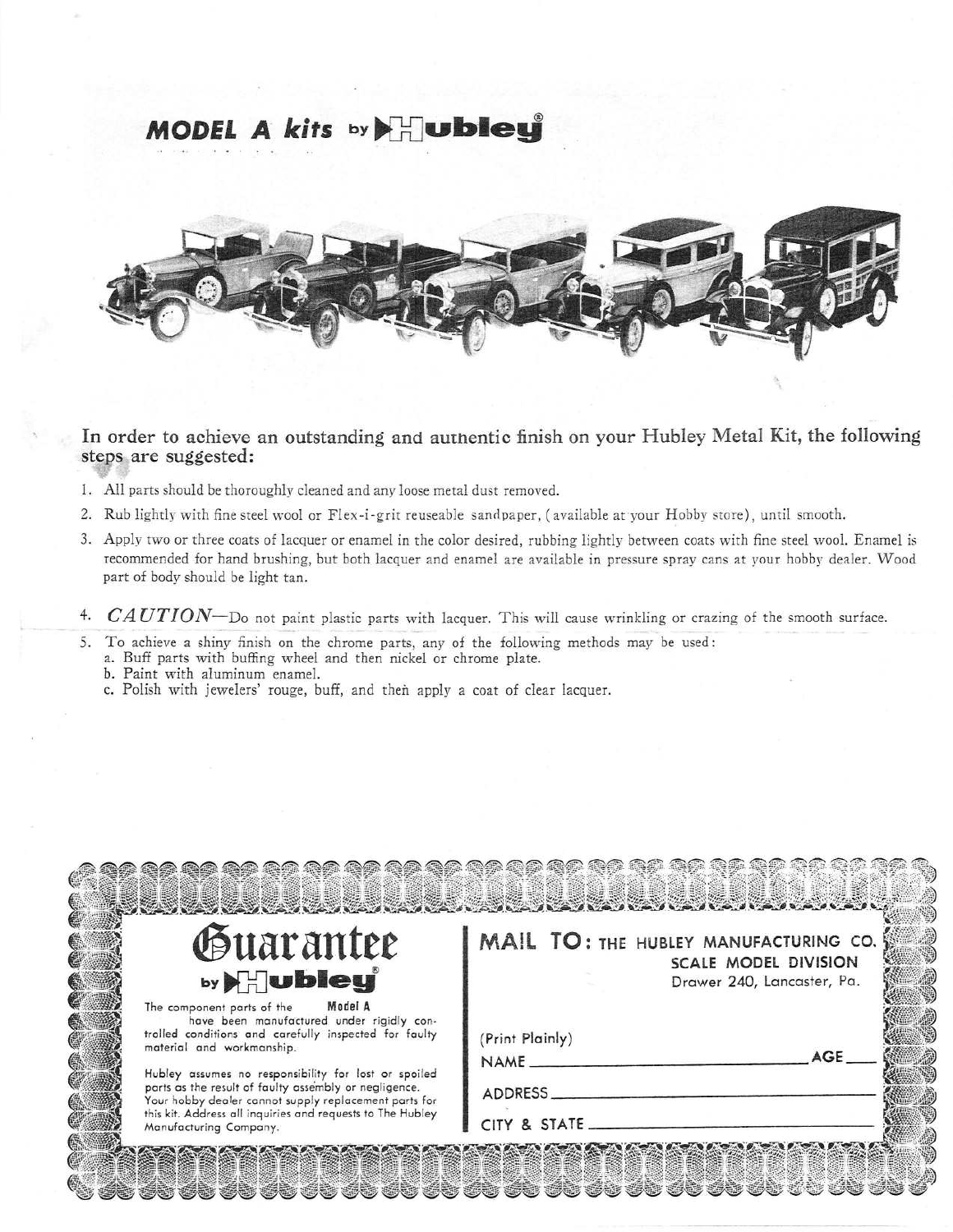# MODEL A kits by Hubley®

**In order to achieve an outstanding and authentic finish on your Hubley Metal Kit, the following steps are suggested:**

1. All parts should be thoroughly cleaned and any loose metal dust removed.
2. Rub lightly with fine steel wool or Flex-i-grit reuseable sandpaper, (available at your Hobby store), until smooth.
3. Apply two or three coats of lacquer or enamel in the color desired, rubbing lightly between coats with fine steel wool. Enamel is recommended for hand brushing, but both lacquer and enamel are available in pressure spray cans at your hobby dealer. Wood part of body should be light tan.
4. *CAUTION*—Do not paint plastic parts with lacquer. This will cause wrinkling or crazing of the smooth surface.
5. To achieve a shiny finish on the chrome parts, any of the following methods may be used:
   a. Buff parts with buffing wheel and then nickel or chrome plate.
   b. Paint with aluminum enamel.
   c. Polish with jewelers' rouge, buff, and then apply a coat of clear lacquer.

## Guarantee

by Hubley®

The component parts of the **Model A** have been manufactured under rigidly controlled conditions and carefully inspected for faulty material and workmanship.

Hubley assumes no responsibility for lost or spoiled parts as the result of faulty assembly or negligence. Your hobby dealer cannot supply replacement parts for this kit. Address all inquiries and requests to The Hubley Manufacturing Company.

**MAIL TO:** THE HUBLEY MANUFACTURING CO.
SCALE MODEL DIVISION
Drawer 240, Lancaster, Pa.

(Print Plainly)

NAME ______________________ AGE ____

ADDRESS ______________________

CITY & STATE ______________________